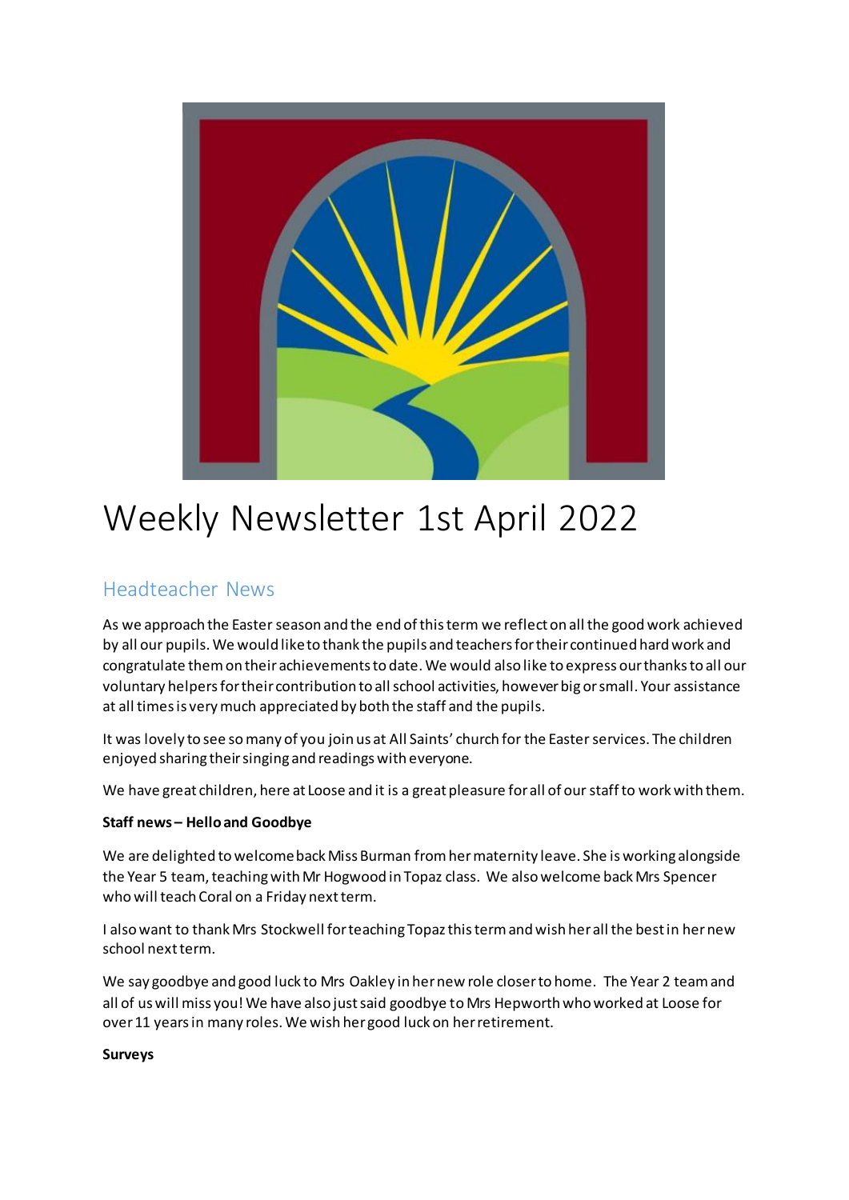# Weekly Newsletter 1st April 2022

## Headteacher News

As we approach the Easter season and the end of this term we reflect on all the good work achieved by all our pupils. We would like to thank the pupils and teachers for their continued hard work and congratulate them on their achievements to date. We would also like to express our thanks to all our voluntary helpers for their contribution to all school activities, however big or small. Your assistance at all times is very much appreciated by both the staff and the pupils.

It was lovely to see so many of you join us at All Saints' church for the Easter services. The children enjoyed sharing their singing and readings with everyone.

We have great children, here at Loose and it is a great pleasure for all of our staff to work with them.

**Staff news – Hello and Goodbye**

We are delighted to welcome back Miss Burman from her maternity leave. She is working alongside the Year 5 team, teaching with Mr Hogwood in Topaz class. We also welcome back Mrs Spencer who will teach Coral on a Friday next term.

I also want to thank Mrs Stockwell for teaching Topaz this term and wish her all the best in her new school next term.

We say goodbye and good luck to Mrs Oakley in her new role closer to home. The Year 2 team and all of us will miss you! We have also just said goodbye to Mrs Hepworth who worked at Loose for over 11 years in many roles. We wish her good luck on her retirement.

**Surveys**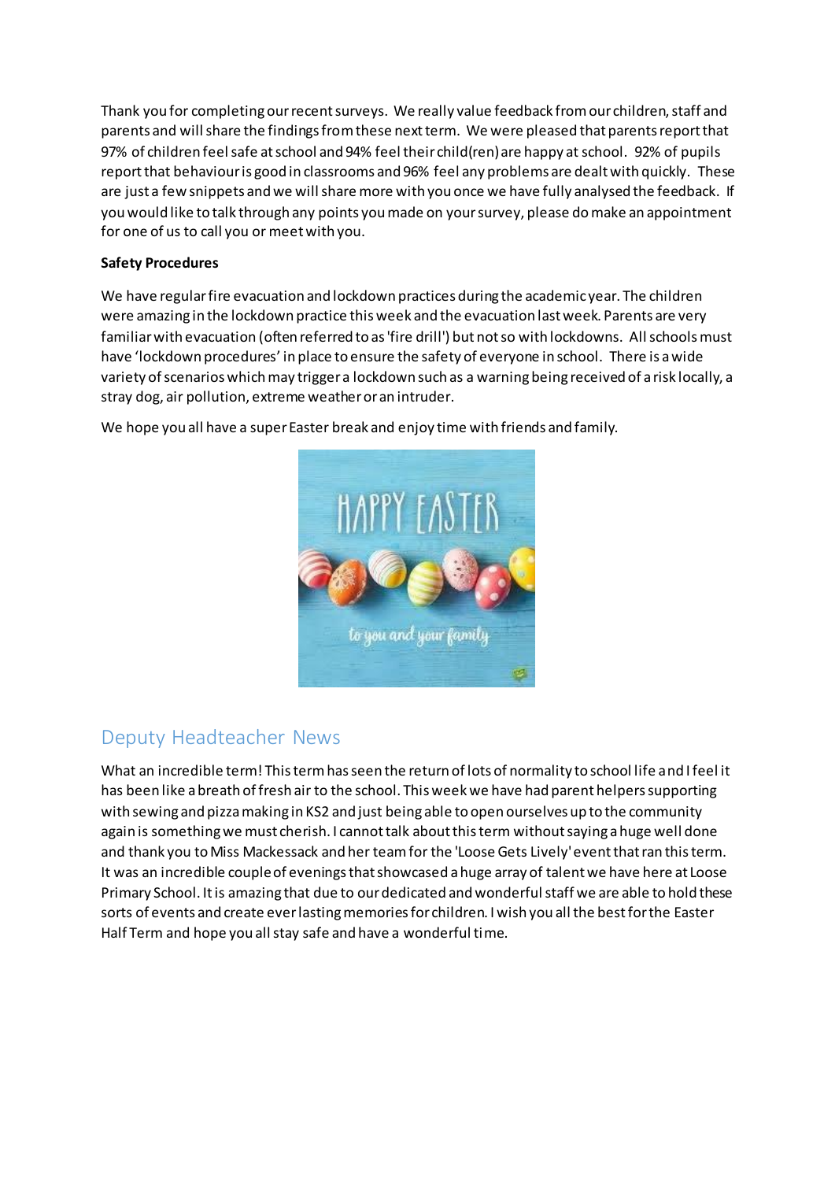Thank you for completing our recent surveys. We really value feedback from our children, staff and parents and will share the findings from these next term. We were pleased that parents report that 97% of children feel safe at school and 94% feel their child(ren) are happy at school. 92% of pupils report that behaviour is good in classrooms and 96% feel any problems are dealt with quickly. These are just a few snippets and we will share more with you once we have fully analysed the feedback. If you would like to talk through any points you made on your survey, please do make an appointment for one of us to call you or meet with you.

**Safety Procedures**

We have regular fire evacuation and lockdown practices during the academic year. The children were amazing in the lockdown practice this week and the evacuation last week. Parents are very familiar with evacuation (often referred to as 'fire drill') but not so with lockdowns. All schools must have 'lockdown procedures' in place to ensure the safety of everyone in school. There is a wide variety of scenarios which may trigger a lockdown such as a warning being received of a risk locally, a stray dog, air pollution, extreme weather or an intruder.

We hope you all have a super Easter break and enjoy time with friends and family.

## Deputy Headteacher News

What an incredible term! This term has seen the return of lots of normality to school life and I feel it has been like a breath of fresh air to the school. This week we have had parent helpers supporting with sewing and pizza making in KS2 and just being able to open ourselves up to the community again is something we must cherish. I cannot talk about this term without saying a huge well done and thank you to Miss Mackessack and her team for the 'Loose Gets Lively' event that ran this term. It was an incredible couple of evenings that showcased a huge array of talent we have here at Loose Primary School. It is amazing that due to our dedicated and wonderful staff we are able to hold these sorts of events and create ever lasting memories for children. I wish you all the best for the Easter Half Term and hope you all stay safe and have a wonderful time.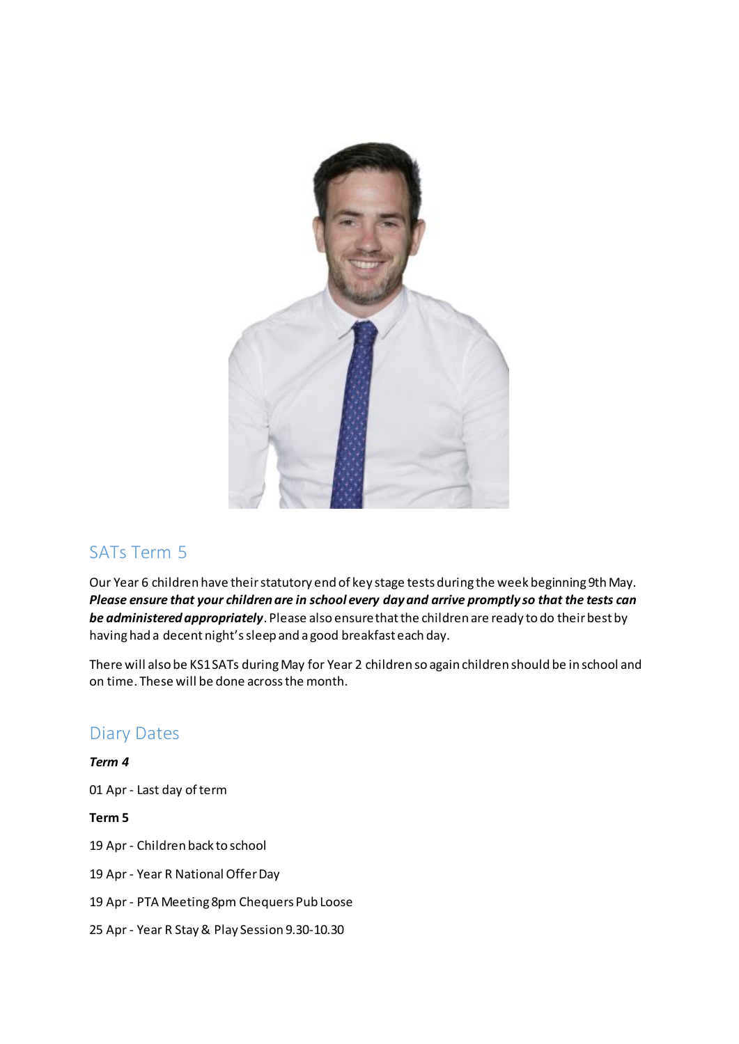## SATs Term 5

Our Year 6 children have their statutory end of key stage tests during the week beginning 9th May. ***Please ensure that your children are in school every day and arrive promptly so that the tests can be administered appropriately***. Please also ensure that the children are ready to do their best by having had a decent night's sleep and a good breakfast each day.

There will also be KS1 SATs during May for Year 2 children so again children should be in school and on time. These will be done across the month.

## Diary Dates

***Term 4***

01 Apr - Last day of term

**Term 5**

19 Apr - Children back to school

19 Apr - Year R National Offer Day

19 Apr - PTA Meeting 8pm Chequers Pub Loose

25 Apr - Year R Stay & Play Session 9.30-10.30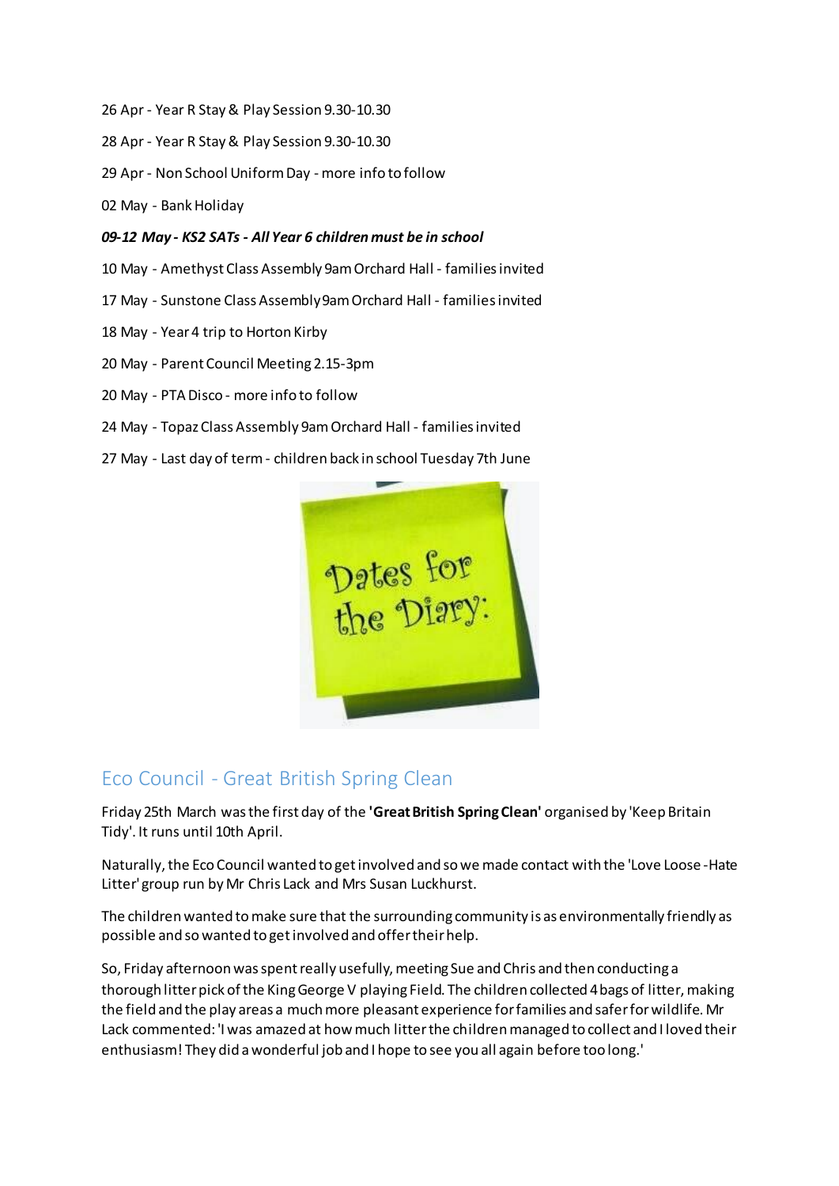26 Apr - Year R Stay & Play Session 9.30-10.30

28 Apr - Year R Stay & Play Session 9.30-10.30

29 Apr - Non School Uniform Day - more info to follow

02 May - Bank Holiday

***09-12 May - KS2 SATs - All Year 6 children must be in school***

10 May - Amethyst Class Assembly 9am Orchard Hall - families invited

17 May - Sunstone Class Assembly 9am Orchard Hall - families invited

18 May - Year 4 trip to Horton Kirby

20 May - Parent Council Meeting 2.15-3pm

20 May - PTA Disco - more info to follow

24 May - Topaz Class Assembly 9am Orchard Hall - families invited

27 May - Last day of term - children back in school Tuesday 7th June

Dates for the Diary:

## Eco Council - Great British Spring Clean

Friday 25th March was the first day of the **'Great British Spring Clean'** organised by 'Keep Britain Tidy'. It runs until 10th April.

Naturally, the Eco Council wanted to get involved and so we made contact with the 'Love Loose -Hate Litter' group run by Mr Chris Lack and Mrs Susan Luckhurst.

The children wanted to make sure that the surrounding community is as environmentally friendly as possible and so wanted to get involved and offer their help.

So, Friday afternoon was spent really usefully, meeting Sue and Chris and then conducting a thorough litter pick of the King George V playing Field. The children collected 4 bags of litter, making the field and the play areas a much more pleasant experience for families and safer for wildlife. Mr Lack commented: 'I was amazed at how much litter the children managed to collect and I loved their enthusiasm! They did a wonderful job and I hope to see you all again before too long.'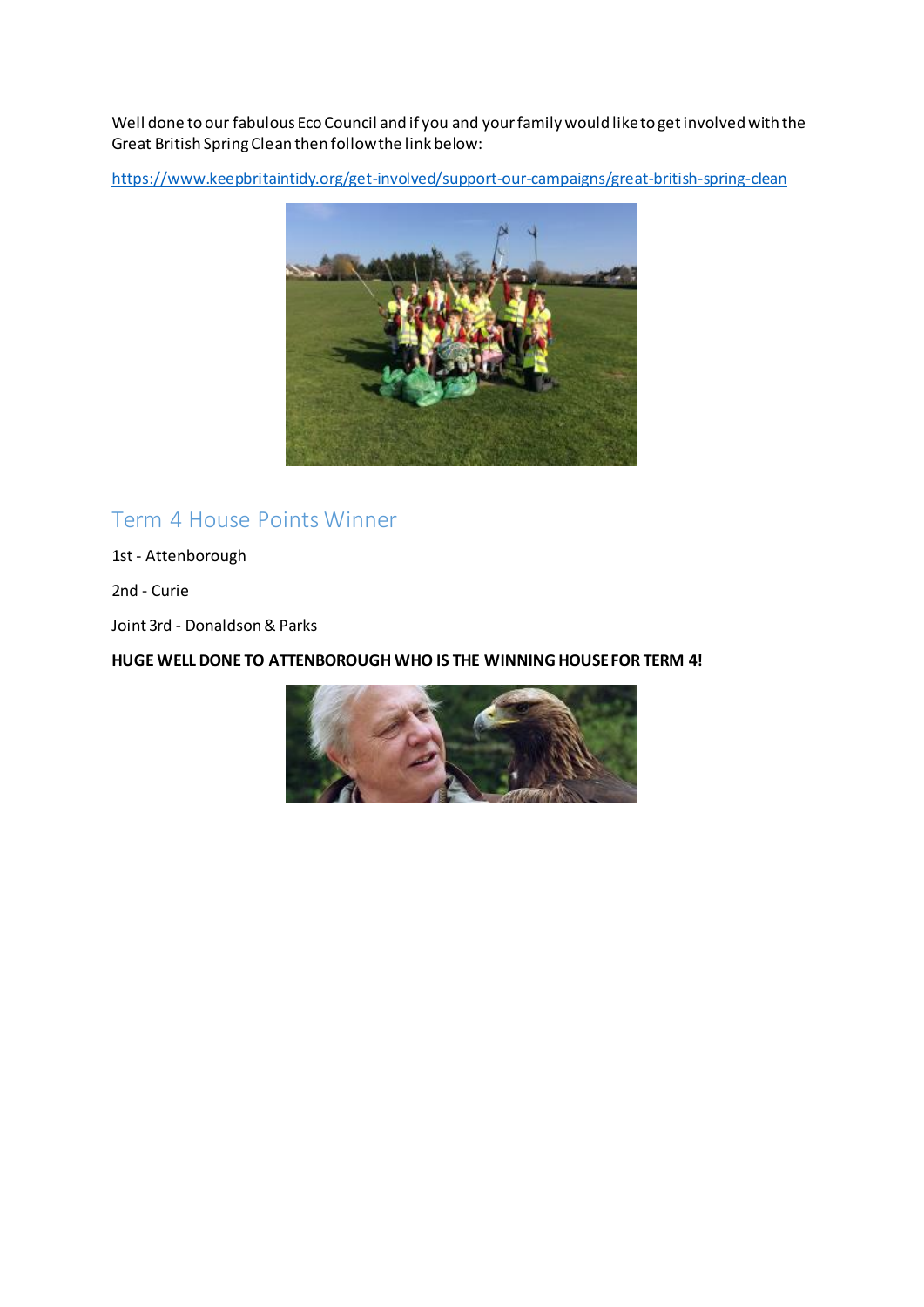Well done to our fabulous Eco Council and if you and your family would like to get involved with the Great British Spring Clean then follow the link below:

https://www.keepbritaintidy.org/get-involved/support-our-campaigns/great-british-spring-clean

## Term 4 House Points Winner

1st - Attenborough

2nd - Curie

Joint 3rd - Donaldson & Parks

**HUGE WELL DONE TO ATTENBOROUGH WHO IS THE WINNING HOUSE FOR TERM 4!**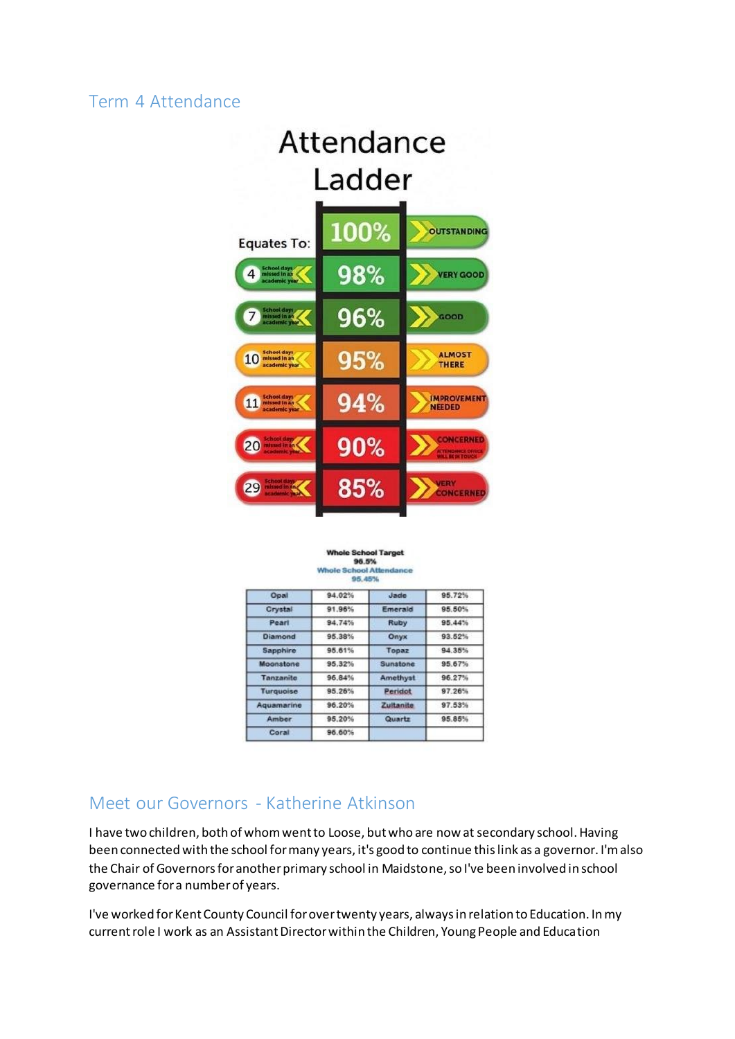## Term 4 Attendance

# Attendance Ladder

| Equates To: | | |
|---|---|---|
| | 100% | OUTSTANDING |
| 4 School days missed in an academic year | 98% | VERY GOOD |
| 7 School days missed in an academic year | 96% | GOOD |
| 10 School days missed in an academic year | 95% | ALMOST THERE |
| 11 School days missed in an academic year | 94% | IMPROVEMENT NEEDED |
| 20 School days missed in an academic year | 90% | CONCERNED ATTENDANCE OFFICE WILL BE IN TOUCH |
| 29 School days missed in an academic year | 85% | VERY CONCERNED |

**Whole School Target**
**96.5%**
**Whole School Attendance**
**95.45%**

| Opal | 94.02% | Jade | 95.72% |
|---|---|---|---|
| Crystal | 91.96% | Emerald | 95.50% |
| Pearl | 94.74% | Ruby | 95.44% |
| Diamond | 95.38% | Onyx | 93.52% |
| Sapphire | 95.61% | Topaz | 94.35% |
| Moonstone | 95.32% | Sunstone | 95.67% |
| Tanzanite | 96.84% | Amethyst | 96.27% |
| Turquoise | 95.26% | Peridot | 97.26% |
| Aquamarine | 96.20% | Zultanite | 97.53% |
| Amber | 95.20% | Quartz | 95.85% |
| Coral | 96.60% | | |

## Meet our Governors - Katherine Atkinson

I have two children, both of whom went to Loose, but who are now at secondary school. Having been connected with the school for many years, it's good to continue this link as a governor. I'm also the Chair of Governors for another primary school in Maidstone, so I've been involved in school governance for a number of years.

I've worked for Kent County Council for over twenty years, always in relation to Education. In my current role I work as an Assistant Director within the Children, Young People and Education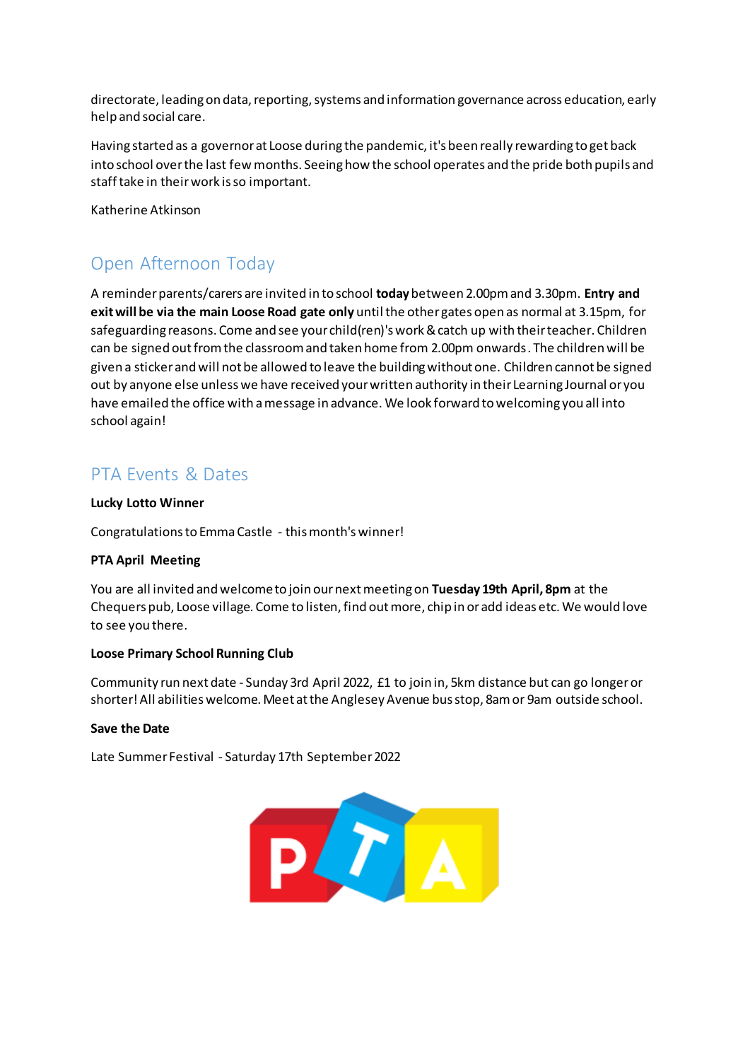directorate, leading on data, reporting, systems and information governance across education, early help and social care.

Having started as a governor at Loose during the pandemic, it's been really rewarding to get back into school over the last few months. Seeing how the school operates and the pride both pupils and staff take in their work is so important.

Katherine Atkinson

## Open Afternoon Today

A reminder parents/carers are invited in to school **today** between 2.00pm and 3.30pm. **Entry and exit will be via the main Loose Road gate only** until the other gates open as normal at 3.15pm, for safeguarding reasons. Come and see your child(ren)'s work & catch up with their teacher. Children can be signed out from the classroom and taken home from 2.00pm onwards. The children will be given a sticker and will not be allowed to leave the building without one. Children cannot be signed out by anyone else unless we have received your written authority in their Learning Journal or you have emailed the office with a message in advance. We look forward to welcoming you all into school again!

## PTA Events & Dates

**Lucky Lotto Winner**

Congratulations to Emma Castle - this month's winner!

**PTA April Meeting**

You are all invited and welcome to join our next meeting on **Tuesday 19th April, 8pm** at the Chequers pub, Loose village. Come to listen, find out more, chip in or add ideas etc. We would love to see you there.

**Loose Primary School Running Club**

Community run next date - Sunday 3rd April 2022, £1 to join in, 5km distance but can go longer or shorter! All abilities welcome. Meet at the Anglesey Avenue bus stop, 8am or 9am outside school.

**Save the Date**

Late Summer Festival - Saturday 17th September 2022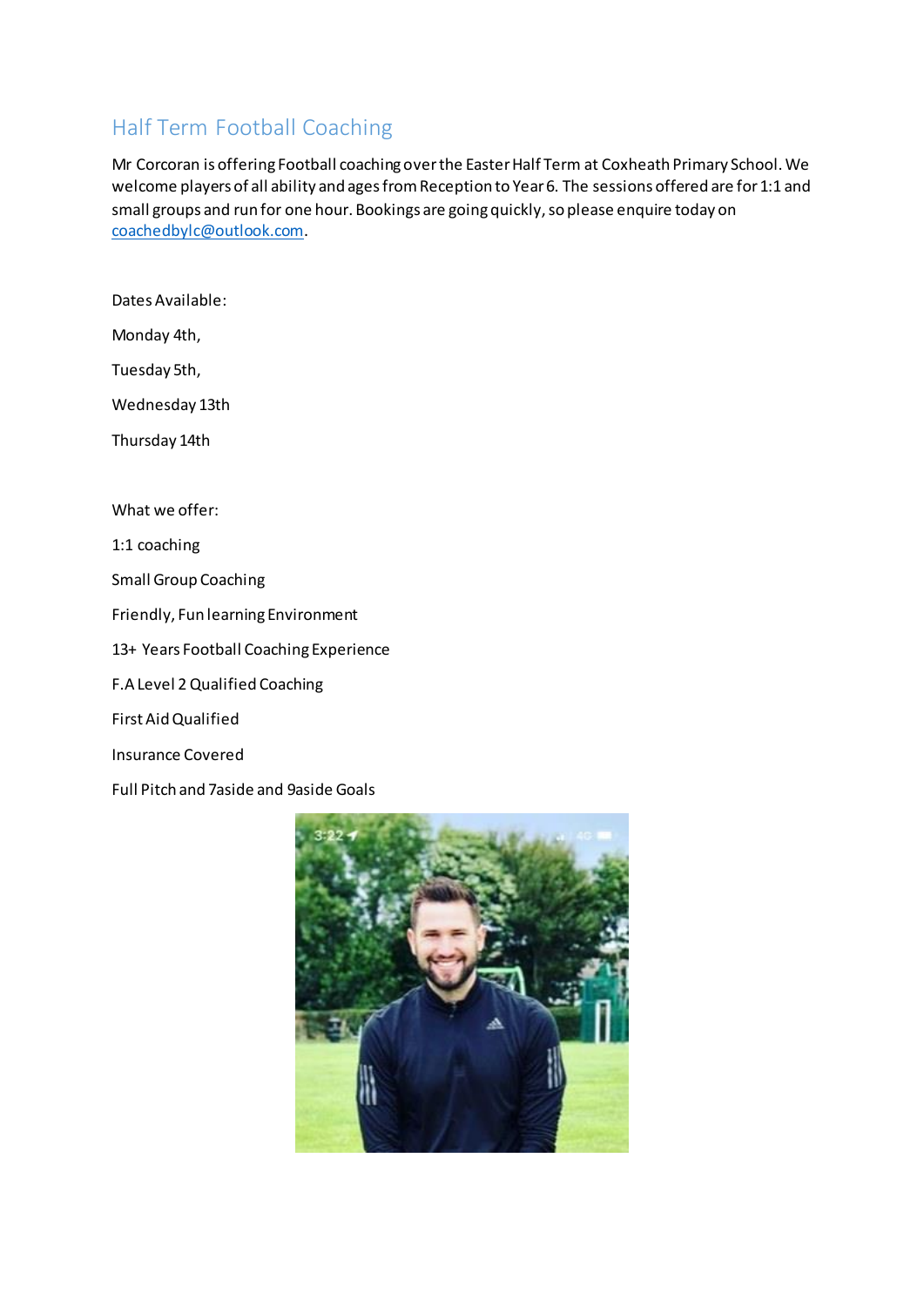## Half Term Football Coaching

Mr Corcoran is offering Football coaching over the Easter Half Term at Coxheath Primary School. We welcome players of all ability and ages from Reception to Year 6. The sessions offered are for 1:1 and small groups and run for one hour. Bookings are going quickly, so please enquire today on coachedbylc@outlook.com.

Dates Available:

Monday 4th,

Tuesday 5th,

Wednesday 13th

Thursday 14th

What we offer:

1:1 coaching

Small Group Coaching

Friendly, Fun learning Environment

13+ Years Football Coaching Experience

F.A Level 2 Qualified Coaching

First Aid Qualified

Insurance Covered

Full Pitch and 7aside and 9aside Goals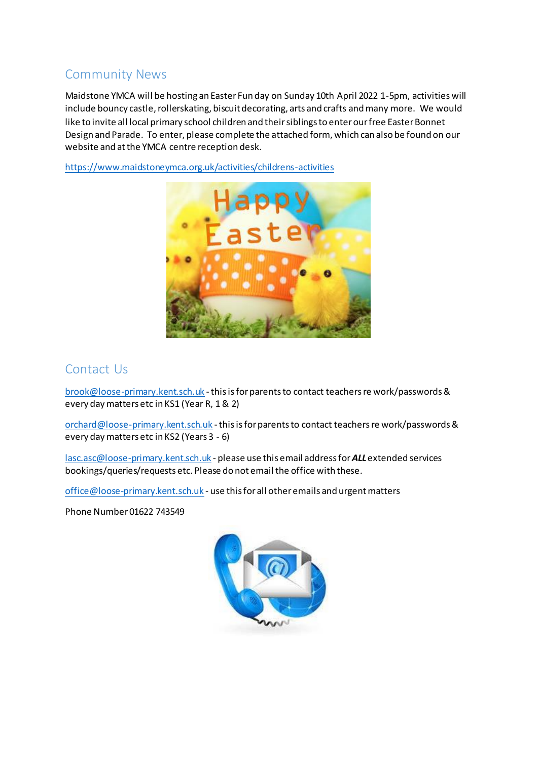## Community News

Maidstone YMCA will be hosting an Easter Fun day on Sunday 10th April 2022 1-5pm, activities will include bouncy castle, rollerskating, biscuit decorating, arts and crafts and many more. We would like to invite all local primary school children and their siblings to enter our free Easter Bonnet Design and Parade. To enter, please complete the attached form, which can also be found on our website and at the YMCA centre reception desk.

https://www.maidstoneymca.org.uk/activities/childrens-activities

## Contact Us

brook@loose-primary.kent.sch.uk - this is for parents to contact teachers re work/passwords & every day matters etc in KS1 (Year R, 1 & 2)

orchard@loose-primary.kent.sch.uk - this is for parents to contact teachers re work/passwords & every day matters etc in KS2 (Years 3 - 6)

lasc.asc@loose-primary.kent.sch.uk - please use this email address for ***ALL*** extended services bookings/queries/requests etc. Please do not email the office with these.

office@loose-primary.kent.sch.uk - use this for all other emails and urgent matters

Phone Number 01622 743549